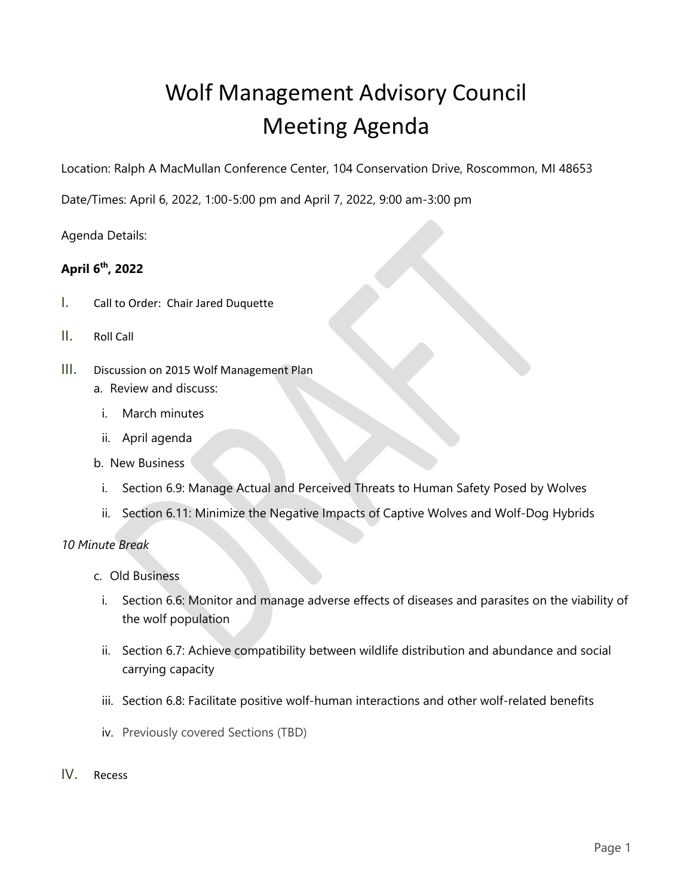# Wolf Management Advisory Council
# Meeting Agenda

Location: Ralph A MacMullan Conference Center, 104 Conservation Drive, Roscommon, MI 48653

Date/Times: April 6, 2022, 1:00-5:00 pm and April 7, 2022, 9:00 am-3:00 pm

Agenda Details:

**April 6th, 2022**

I. Call to Order: Chair Jared Duquette

II. Roll Call

III. Discussion on 2015 Wolf Management Plan

  a. Review and discuss:

    i. March minutes

    ii. April agenda

  b. New Business

    i. Section 6.9: Manage Actual and Perceived Threats to Human Safety Posed by Wolves

    ii. Section 6.11: Minimize the Negative Impacts of Captive Wolves and Wolf-Dog Hybrids

*10 Minute Break*

  c. Old Business

    i. Section 6.6: Monitor and manage adverse effects of diseases and parasites on the viability of the wolf population

    ii. Section 6.7: Achieve compatibility between wildlife distribution and abundance and social carrying capacity

    iii. Section 6.8: Facilitate positive wolf-human interactions and other wolf-related benefits

    iv. Previously covered Sections (TBD)

IV. Recess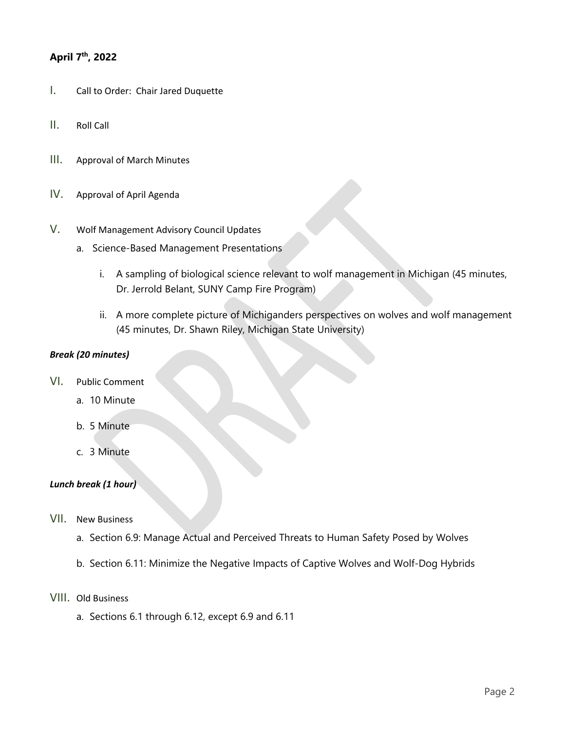**April 7th, 2022**

I. Call to Order: Chair Jared Duquette

II. Roll Call

III. Approval of March Minutes

IV. Approval of April Agenda

V. Wolf Management Advisory Council Updates

   a. Science-Based Management Presentations

      i. A sampling of biological science relevant to wolf management in Michigan (45 minutes, Dr. Jerrold Belant, SUNY Camp Fire Program)

      ii. A more complete picture of Michiganders perspectives on wolves and wolf management (45 minutes, Dr. Shawn Riley, Michigan State University)

***Break (20 minutes)***

VI. Public Comment

   a. 10 Minute

   b. 5 Minute

   c. 3 Minute

***Lunch break (1 hour)***

VII. New Business

   a. Section 6.9: Manage Actual and Perceived Threats to Human Safety Posed by Wolves

   b. Section 6.11: Minimize the Negative Impacts of Captive Wolves and Wolf-Dog Hybrids

VIII. Old Business

   a. Sections 6.1 through 6.12, except 6.9 and 6.11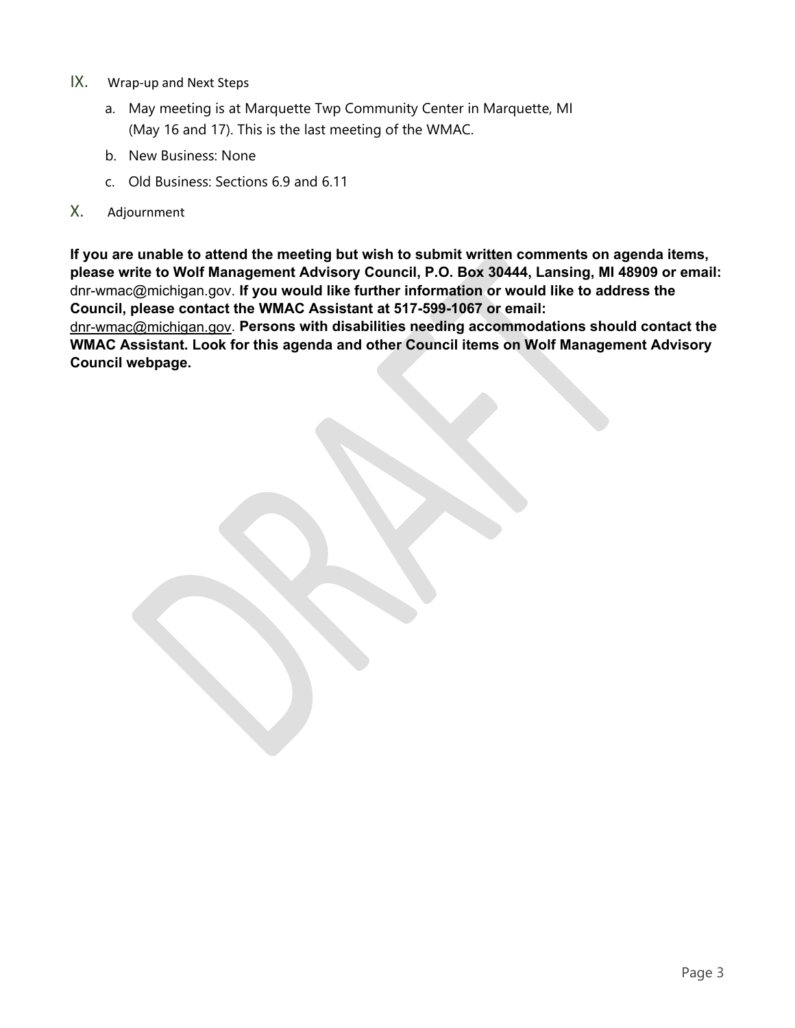IX. Wrap-up and Next Steps

a. May meeting is at Marquette Twp Community Center in Marquette, MI (May 16 and 17). This is the last meeting of the WMAC.

b. New Business: None

c. Old Business: Sections 6.9 and 6.11

X. Adjournment

**If you are unable to attend the meeting but wish to submit written comments on agenda items, please write to Wolf Management Advisory Council, P.O. Box 30444, Lansing, MI 48909 or email:** dnr-wmac@michigan.gov. **If you would like further information or would like to address the Council, please contact the WMAC Assistant at 517-599-1067 or email:** dnr-wmac@michigan.gov. **Persons with disabilities needing accommodations should contact the WMAC Assistant. Look for this agenda and other Council items on Wolf Management Advisory Council webpage.**